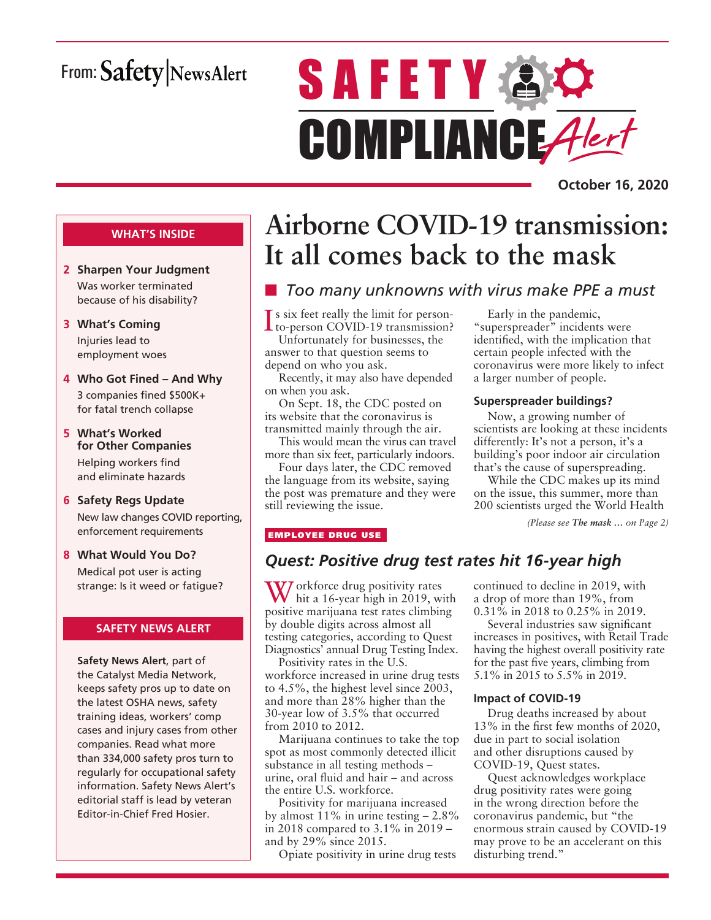From: Safety|NewsAlert

# SAFETY COMPLIANCE Alert

**October 16, 2020**

**WHAT'S INSIDE**

- **2 Sharpen Your Judgment** Was worker terminated because of his disability?
- **3 What's Coming** Injuries lead to employment woes
- **4 Who Got Fined – And Why** 3 companies fined $500K+ for fatal trench collapse
- **5 What's Worked for Other Companies** Helping workers find and eliminate hazards
- **6 Safety Regs Update** New law changes COVID reporting, enforcement requirements
- **8 What Would You Do?** Medical pot user is acting strange: Is it weed or fatigue?

**SAFETY NEWS ALERT**

**Safety News Alert**, part of the Catalyst Media Network, keeps safety pros up to date on the latest OSHA news, safety training ideas, workers' comp cases and injury cases from other companies. Read what more than 334,000 safety pros turn to regularly for occupational safety information. Safety News Alert's editorial staff is lead by veteran Editor-in-Chief Fred Hosier.

# Airborne COVID-19 transmission: It all comes back to the mask

## *Too many unknowns with virus make PPE a must*

Is six feet really the limit for person-to-person COVID-19 transmission?

Unfortunately for businesses, the answer to that question seems to depend on who you ask.

Recently, it may also have depended on when you ask.

On Sept. 18, the CDC posted on its website that the coronavirus is transmitted mainly through the air.

This would mean the virus can travel more than six feet, particularly indoors.

Four days later, the CDC removed the language from its website, saying the post was premature and they were still reviewing the issue.

Early in the pandemic, "superspreader" incidents were identified, with the implication that certain people infected with the coronavirus were more likely to infect a larger number of people.

### Superspreader buildings?

Now, a growing number of scientists are looking at these incidents differently: It's not a person, it's a building's poor indoor air circulation that's the cause of superspreading.

While the CDC makes up its mind on the issue, this summer, more than 200 scientists urged the World Health

*(Please see **The mask** ... on Page 2)*

**EMPLOYEE DRUG USE**

## *Quest: Positive drug test rates hit 16-year high*

Workforce drug positivity rates hit a 16-year high in 2019, with positive marijuana test rates climbing by double digits across almost all testing categories, according to Quest Diagnostics' annual Drug Testing Index.

Positivity rates in the U.S. workforce increased in urine drug tests to 4.5%, the highest level since 2003, and more than 28% higher than the 30-year low of 3.5% that occurred from 2010 to 2012.

Marijuana continues to take the top spot as most commonly detected illicit substance in all testing methods – urine, oral fluid and hair – and across the entire U.S. workforce.

Positivity for marijuana increased by almost 11% in urine testing – 2.8% in 2018 compared to 3.1% in 2019 – and by 29% since 2015.

Opiate positivity in urine drug tests continued to decline in 2019, with a drop of more than 19%, from 0.31% in 2018 to 0.25% in 2019.

Several industries saw significant increases in positives, with Retail Trade having the highest overall positivity rate for the past five years, climbing from 5.1% in 2015 to 5.5% in 2019.

### Impact of COVID-19

Drug deaths increased by about 13% in the first few months of 2020, due in part to social isolation and other disruptions caused by COVID-19, Quest states.

Quest acknowledges workplace drug positivity rates were going in the wrong direction before the coronavirus pandemic, but "the enormous strain caused by COVID-19 may prove to be an accelerant on this disturbing trend."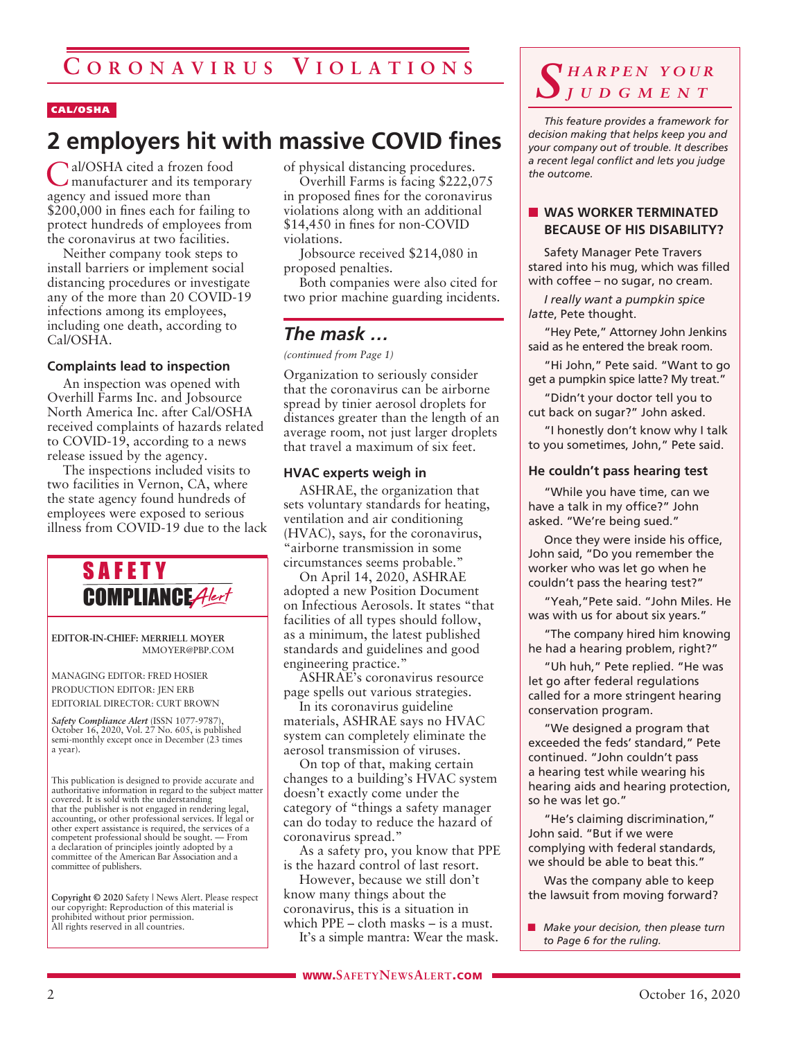# Coronavirus Violations

CAL/OSHA

## 2 employers hit with massive COVID fines

Cal/OSHA cited a frozen food manufacturer and its temporary agency and issued more than $200,000 in fines each for failing to protect hundreds of employees from the coronavirus at two facilities.

Neither company took steps to install barriers or implement social distancing procedures or investigate any of the more than 20 COVID-19 infections among its employees, including one death, according to Cal/OSHA.

### Complaints lead to inspection

An inspection was opened with Overhill Farms Inc. and Jobsource North America Inc. after Cal/OSHA received complaints of hazards related to COVID-19, according to a news release issued by the agency.

The inspections included visits to two facilities in Vernon, CA, where the state agency found hundreds of employees were exposed to serious illness from COVID-19 due to the lack of physical distancing procedures.

Overhill Farms is facing $222,075 in proposed fines for the coronavirus violations along with an additional $14,450 in fines for non-COVID violations.

Jobsource received $214,080 in proposed penalties.

Both companies were also cited for two prior machine guarding incidents.

## *The mask …*

*(continued from Page 1)*

Organization to seriously consider that the coronavirus can be airborne spread by tinier aerosol droplets for distances greater than the length of an average room, not just larger droplets that travel a maximum of six feet.

### HVAC experts weigh in

ASHRAE, the organization that sets voluntary standards for heating, ventilation and air conditioning (HVAC), says, for the coronavirus, "airborne transmission in some circumstances seems probable."

On April 14, 2020, ASHRAE adopted a new Position Document on Infectious Aerosols. It states "that facilities of all types should follow, as a minimum, the latest published standards and guidelines and good engineering practice."

ASHRAE's coronavirus resource page spells out various strategies.

In its coronavirus guideline materials, ASHRAE says no HVAC system can completely eliminate the aerosol transmission of viruses.

On top of that, making certain changes to a building's HVAC system doesn't exactly come under the category of "things a safety manager can do today to reduce the hazard of coronavirus spread."

As a safety pro, you know that PPE is the hazard control of last resort.

However, because we still don't know many things about the coronavirus, this is a situation in which PPE – cloth masks – is a must.

It's a simple mantra: Wear the mask.

---

**SAFETY COMPLIANCE Alert**

EDITOR-IN-CHIEF: MERRIELL MOYER
MMOYER@PBP.COM

MANAGING EDITOR: FRED HOSIER
PRODUCTION EDITOR: JEN ERB
EDITORIAL DIRECTOR: CURT BROWN

*Safety Compliance Alert* (ISSN 1077-9787), October 16, 2020, Vol. 27 No. 605, is published semi-monthly except once in December (23 times a year).

This publication is designed to provide accurate and authoritative information in regard to the subject matter covered. It is sold with the understanding that the publisher is not engaged in rendering legal, accounting, or other professional services. If legal or other expert assistance is required, the services of a competent professional should be sought. — From a declaration of principles jointly adopted by a committee of the American Bar Association and a committee of publishers.

**Copyright © 2020** Safety | News Alert. Please respect our copyright: Reproduction of this material is prohibited without prior permission. All rights reserved in all countries.

---

## *Sharpen Your Judgment*

*This feature provides a framework for decision making that helps keep you and your company out of trouble. It describes a recent legal conflict and lets you judge the outcome.*

### WAS WORKER TERMINATED BECAUSE OF HIS DISABILITY?

Safety Manager Pete Travers stared into his mug, which was filled with coffee – no sugar, no cream.

*I really want a pumpkin spice latte*, Pete thought.

"Hey Pete," Attorney John Jenkins said as he entered the break room.

"Hi John," Pete said. "Want to go get a pumpkin spice latte? My treat."

"Didn't your doctor tell you to cut back on sugar?" John asked.

"I honestly don't know why I talk to you sometimes, John," Pete said.

### He couldn't pass hearing test

"While you have time, can we have a talk in my office?" John asked. "We're being sued."

Once they were inside his office, John said, "Do you remember the worker who was let go when he couldn't pass the hearing test?"

"Yeah,"Pete said. "John Miles. He was with us for about six years."

"The company hired him knowing he had a hearing problem, right?"

"Uh huh," Pete replied. "He was let go after federal regulations called for a more stringent hearing conservation program.

"We designed a program that exceeded the feds' standard," Pete continued. "John couldn't pass a hearing test while wearing his hearing aids and hearing protection, so he was let go."

"He's claiming discrimination," John said. "But if we were complying with federal standards, we should be able to beat this."

Was the company able to keep the lawsuit from moving forward?

- *Make your decision, then please turn to Page 6 for the ruling.*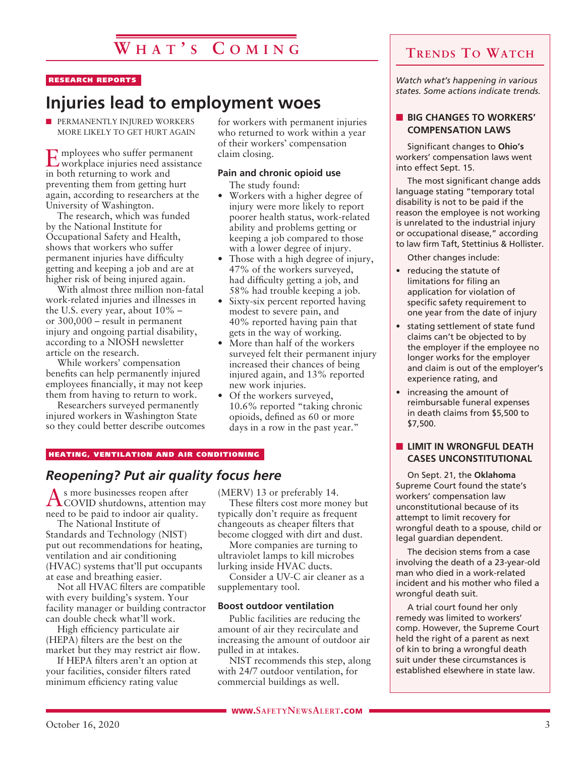# What's Coming

RESEARCH REPORTS

## Injuries lead to employment woes

■ PERMANENTLY INJURED WORKERS MORE LIKELY TO GET HURT AGAIN

Employees who suffer permanent workplace injuries need assistance in both returning to work and preventing them from getting hurt again, according to researchers at the University of Washington.

The research, which was funded by the National Institute for Occupational Safety and Health, shows that workers who suffer permanent injuries have difficulty getting and keeping a job and are at higher risk of being injured again.

With almost three million non-fatal work-related injuries and illnesses in the U.S. every year, about 10% – or 300,000 – result in permanent injury and ongoing partial disability, according to a NIOSH newsletter article on the research.

While workers' compensation benefits can help permanently injured employees financially, it may not keep them from having to return to work.

Researchers surveyed permanently injured workers in Washington State so they could better describe outcomes for workers with permanent injuries who returned to work within a year of their workers' compensation claim closing.

### Pain and chronic opioid use

The study found:

- Workers with a higher degree of injury were more likely to report poorer health status, work-related ability and problems getting or keeping a job compared to those with a lower degree of injury.
- Those with a high degree of injury, 47% of the workers surveyed, had difficulty getting a job, and 58% had trouble keeping a job.
- Sixty-six percent reported having modest to severe pain, and 40% reported having pain that gets in the way of working.
- More than half of the workers surveyed felt their permanent injury increased their chances of being injured again, and 13% reported new work injuries.
- Of the workers surveyed, 10.6% reported "taking chronic opioids, defined as 60 or more days in a row in the past year."

HEATING, VENTILATION AND AIR CONDITIONING

## *Reopening? Put air quality focus here*

As more businesses reopen after COVID shutdowns, attention may need to be paid to indoor air quality.

The National Institute of Standards and Technology (NIST) put out recommendations for heating, ventilation and air conditioning (HVAC) systems that'll put occupants at ease and breathing easier.

Not all HVAC filters are compatible with every building's system. Your facility manager or building contractor can double check what'll work.

High efficiency particulate air (HEPA) filters are the best on the market but they may restrict air flow.

If HEPA filters aren't an option at your facilities, consider filters rated minimum efficiency rating value (MERV) 13 or preferably 14.

These filters cost more money but typically don't require as frequent changeouts as cheaper filters that become clogged with dirt and dust.

More companies are turning to ultraviolet lamps to kill microbes lurking inside HVAC ducts.

Consider a UV-C air cleaner as a supplementary tool.

### Boost outdoor ventilation

Public facilities are reducing the amount of air they recirculate and increasing the amount of outdoor air pulled in at intakes.

NIST recommends this step, along with 24/7 outdoor ventilation, for commercial buildings as well.

# Trends To Watch

*Watch what's happening in various states. Some actions indicate trends.*

### ■ BIG CHANGES TO WORKERS' COMPENSATION LAWS

Significant changes to **Ohio's** workers' compensation laws went into effect Sept. 15.

The most significant change adds language stating "temporary total disability is not to be paid if the reason the employee is not working is unrelated to the industrial injury or occupational disease," according to law firm Taft, Stettinius & Hollister.

Other changes include:

- reducing the statute of limitations for filing an application for violation of specific safety requirement to one year from the date of injury
- stating settlement of state fund claims can't be objected to by the employer if the employee no longer works for the employer and claim is out of the employer's experience rating, and
- increasing the amount of reimbursable funeral expenses in death claims from $5,500 to $7,500.

### ■ LIMIT IN WRONGFUL DEATH CASES UNCONSTITUTIONAL

On Sept. 21, the **Oklahoma** Supreme Court found the state's workers' compensation law unconstitutional because of its attempt to limit recovery for wrongful death to a spouse, child or legal guardian dependent.

The decision stems from a case involving the death of a 23-year-old man who died in a work-related incident and his mother who filed a wrongful death suit.

A trial court found her only remedy was limited to workers' comp. However, the Supreme Court held the right of a parent as next of kin to bring a wrongful death suit under these circumstances is established elsewhere in state law.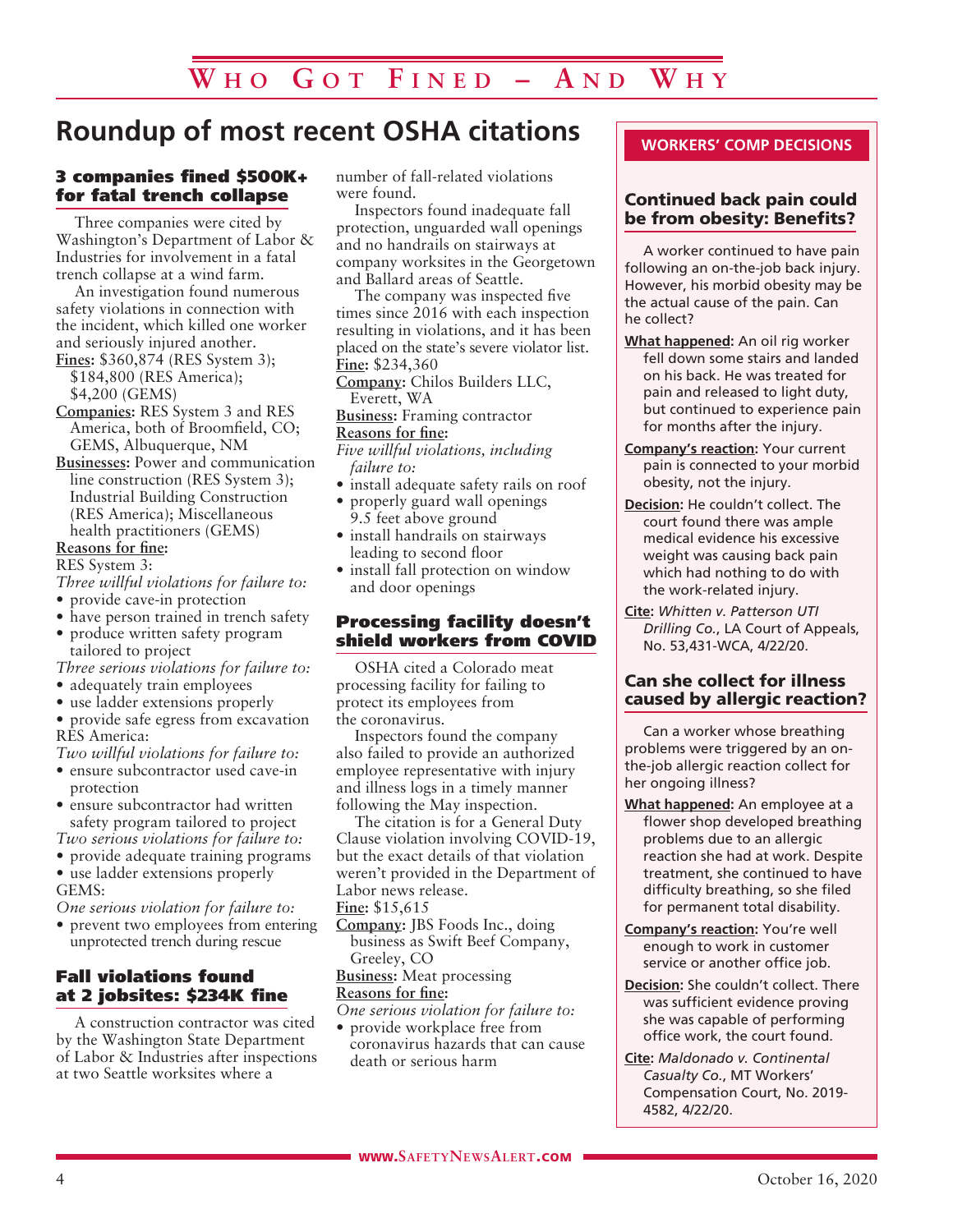# Who Got Fined – And Why

## Roundup of most recent OSHA citations

### 3 companies fined $500K+ for fatal trench collapse

Three companies were cited by Washington's Department of Labor & Industries for involvement in a fatal trench collapse at a wind farm.

An investigation found numerous safety violations in connection with the incident, which killed one worker and seriously injured another.

**Fines:** $360,874 (RES System 3); $184,800 (RES America); $4,200 (GEMS)

**Companies:** RES System 3 and RES America, both of Broomfield, CO; GEMS, Albuquerque, NM

**Businesses:** Power and communication line construction (RES System 3); Industrial Building Construction (RES America); Miscellaneous health practitioners (GEMS)

**Reasons for fine:**

RES System 3:

*Three willful violations for failure to:*

- provide cave-in protection
- have person trained in trench safety
- produce written safety program tailored to project

*Three serious violations for failure to:*

- adequately train employees
- use ladder extensions properly
- provide safe egress from excavation

RES America:

*Two willful violations for failure to:*

- ensure subcontractor used cave-in protection
- ensure subcontractor had written safety program tailored to project

*Two serious violations for failure to:*

- provide adequate training programs
- use ladder extensions properly

GEMS:

*One serious violation for failure to:*

- prevent two employees from entering unprotected trench during rescue

### Fall violations found at 2 jobsites: $234K fine

A construction contractor was cited by the Washington State Department of Labor & Industries after inspections at two Seattle worksites where a number of fall-related violations were found.

Inspectors found inadequate fall protection, unguarded wall openings and no handrails on stairways at company worksites in the Georgetown and Ballard areas of Seattle.

The company was inspected five times since 2016 with each inspection resulting in violations, and it has been placed on the state's severe violator list.

**Fine:** $234,360

**Company:** Chilos Builders LLC, Everett, WA

**Business:** Framing contractor

**Reasons for fine:**

*Five willful violations, including failure to:*

- install adequate safety rails on roof
- properly guard wall openings 9.5 feet above ground
- install handrails on stairways leading to second floor
- install fall protection on window and door openings

### Processing facility doesn't shield workers from COVID

OSHA cited a Colorado meat processing facility for failing to protect its employees from the coronavirus.

Inspectors found the company also failed to provide an authorized employee representative with injury and illness logs in a timely manner following the May inspection.

The citation is for a General Duty Clause violation involving COVID-19, but the exact details of that violation weren't provided in the Department of Labor news release.

**Fine:** $15,615

**Company:** JBS Foods Inc., doing business as Swift Beef Company, Greeley, CO

**Business:** Meat processing

**Reasons for fine:**

*One serious violation for failure to:*

- provide workplace free from coronavirus hazards that can cause death or serious harm

## WORKERS' COMP DECISIONS

### Continued back pain could be from obesity: Benefits?

A worker continued to have pain following an on-the-job back injury. However, his morbid obesity may be the actual cause of the pain. Can he collect?

**What happened:** An oil rig worker fell down some stairs and landed on his back. He was treated for pain and released to light duty, but continued to experience pain for months after the injury.

**Company's reaction:** Your current pain is connected to your morbid obesity, not the injury.

**Decision:** He couldn't collect. The court found there was ample medical evidence his excessive weight was causing back pain which had nothing to do with the work-related injury.

**Cite:** *Whitten v. Patterson UTI Drilling Co.*, LA Court of Appeals, No. 53,431-WCA, 4/22/20.

### Can she collect for illness caused by allergic reaction?

Can a worker whose breathing problems were triggered by an on-the-job allergic reaction collect for her ongoing illness?

**What happened:** An employee at a flower shop developed breathing problems due to an allergic reaction she had at work. Despite treatment, she continued to have difficulty breathing, so she filed for permanent total disability.

**Company's reaction:** You're well enough to work in customer service or another office job.

**Decision:** She couldn't collect. There was sufficient evidence proving she was capable of performing office work, the court found.

**Cite:** *Maldonado v. Continental Casualty Co.*, MT Workers' Compensation Court, No. 2019-4582, 4/22/20.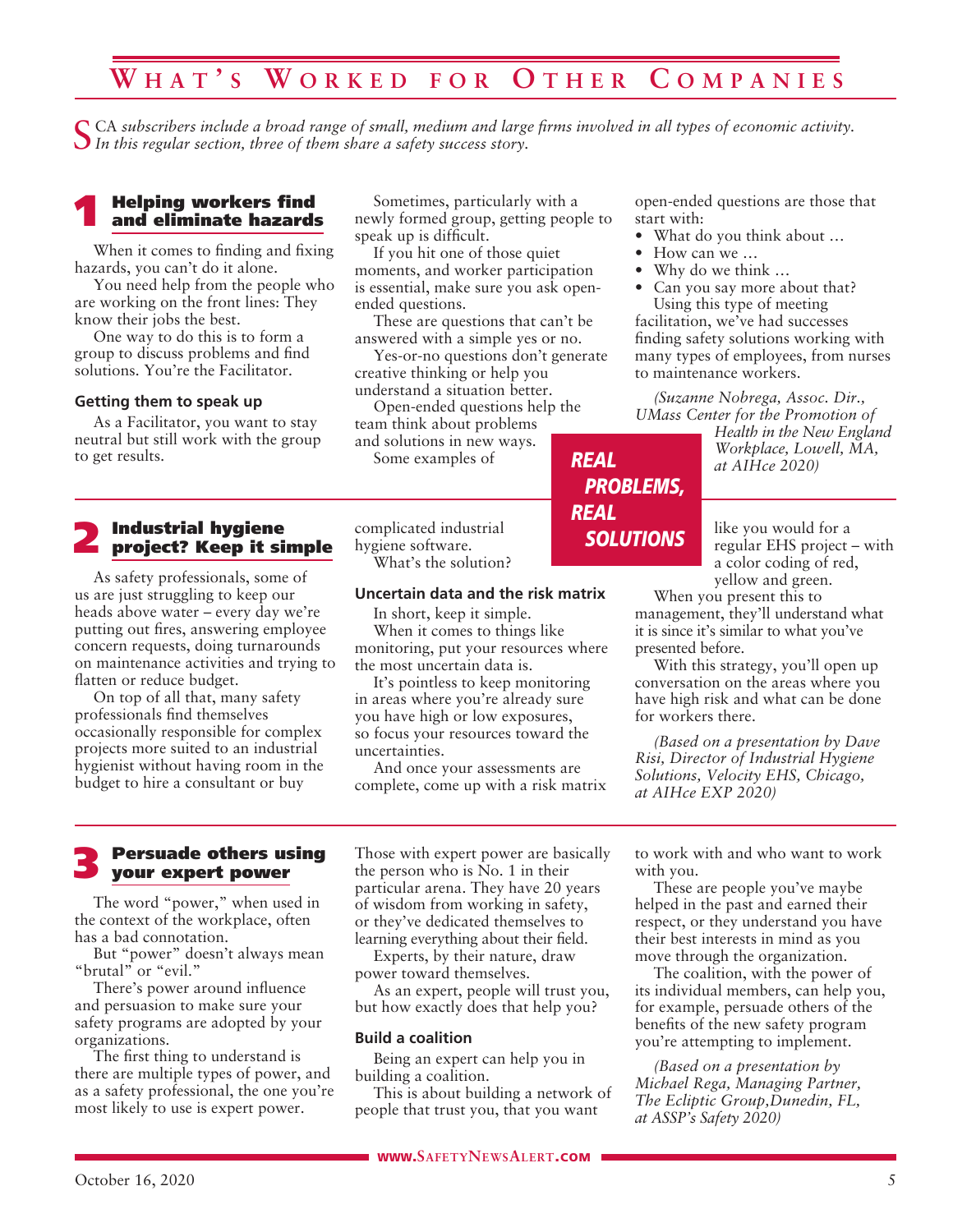# What's Worked for Other Companies

*SCA subscribers include a broad range of small, medium and large firms involved in all types of economic activity. In this regular section, three of them share a safety success story.*

## 1 Helping workers find and eliminate hazards

When it comes to finding and fixing hazards, you can't do it alone.

You need help from the people who are working on the front lines: They know their jobs the best.

One way to do this is to form a group to discuss problems and find solutions. You're the Facilitator.

### Getting them to speak up

As a Facilitator, you want to stay neutral but still work with the group to get results.

Sometimes, particularly with a newly formed group, getting people to speak up is difficult.

If you hit one of those quiet moments, and worker participation is essential, make sure you ask open-ended questions.

These are questions that can't be answered with a simple yes or no.

Yes-or-no questions don't generate creative thinking or help you understand a situation better.

Open-ended questions help the team think about problems and solutions in new ways.

Some examples of open-ended questions are those that start with:

- What do you think about …
- How can we …
- Why do we think …
- Can you say more about that?

Using this type of meeting facilitation, we've had successes finding safety solutions working with many types of employees, from nurses to maintenance workers.

*(Suzanne Nobrega, Assoc. Dir., UMass Center for the Promotion of Health in the New England Workplace, Lowell, MA, at AIHce 2020)*

**REAL PROBLEMS, REAL SOLUTIONS**

## 2 Industrial hygiene project? Keep it simple

As safety professionals, some of us are just struggling to keep our heads above water – every day we're putting out fires, answering employee concern requests, doing turnarounds on maintenance activities and trying to flatten or reduce budget.

On top of all that, many safety professionals find themselves occasionally responsible for complex projects more suited to an industrial hygienist without having room in the budget to hire a consultant or buy complicated industrial hygiene software.

What's the solution?

### Uncertain data and the risk matrix

In short, keep it simple.

When it comes to things like monitoring, put your resources where the most uncertain data is.

It's pointless to keep monitoring in areas where you're already sure you have high or low exposures, so focus your resources toward the uncertainties.

And once your assessments are complete, come up with a risk matrix like you would for a regular EHS project – with a color coding of red, yellow and green.

When you present this to management, they'll understand what it is since it's similar to what you've presented before.

With this strategy, you'll open up conversation on the areas where you have high risk and what can be done for workers there.

*(Based on a presentation by Dave Risi, Director of Industrial Hygiene Solutions, Velocity EHS, Chicago, at AIHce EXP 2020)*

## 3 Persuade others using your expert power

The word "power," when used in the context of the workplace, often has a bad connotation.

But "power" doesn't always mean "brutal" or "evil."

There's power around influence and persuasion to make sure your safety programs are adopted by your organizations.

The first thing to understand is there are multiple types of power, and as a safety professional, the one you're most likely to use is expert power.

Those with expert power are basically the person who is No. 1 in their particular arena. They have 20 years of wisdom from working in safety, or they've dedicated themselves to learning everything about their field.

Experts, by their nature, draw power toward themselves.

As an expert, people will trust you, but how exactly does that help you?

### Build a coalition

Being an expert can help you in building a coalition.

This is about building a network of people that trust you, that you want to work with and who want to work with you.

These are people you've maybe helped in the past and earned their respect, or they understand you have their best interests in mind as you move through the organization.

The coalition, with the power of its individual members, can help you, for example, persuade others of the benefits of the new safety program you're attempting to implement.

*(Based on a presentation by Michael Rega, Managing Partner, The Ecliptic Group,Dunedin, FL, at ASSP's Safety 2020)*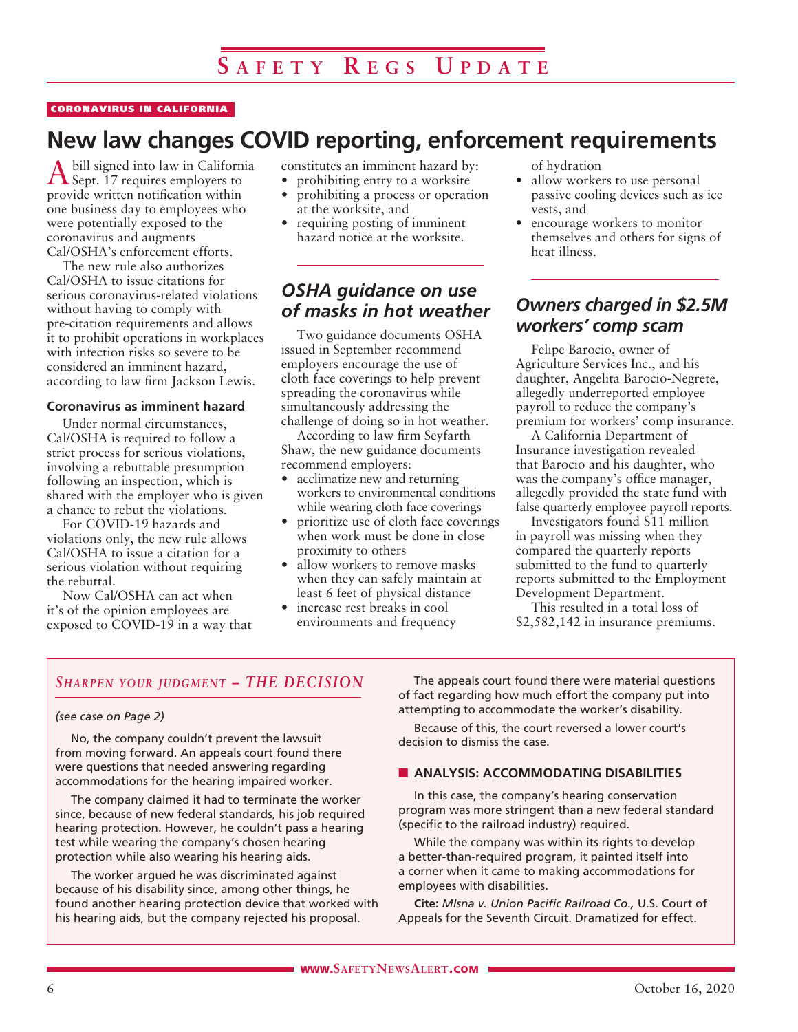CORONAVIRUS IN CALIFORNIA

# New law changes COVID reporting, enforcement requirements

A bill signed into law in California Sept. 17 requires employers to provide written notification within one business day to employees who were potentially exposed to the coronavirus and augments Cal/OSHA's enforcement efforts.

The new rule also authorizes Cal/OSHA to issue citations for serious coronavirus-related violations without having to comply with pre-citation requirements and allows it to prohibit operations in workplaces with infection risks so severe to be considered an imminent hazard, according to law firm Jackson Lewis.

### Coronavirus as imminent hazard

Under normal circumstances, Cal/OSHA is required to follow a strict process for serious violations, involving a rebuttable presumption following an inspection, which is shared with the employer who is given a chance to rebut the violations.

For COVID-19 hazards and violations only, the new rule allows Cal/OSHA to issue a citation for a serious violation without requiring the rebuttal.

Now Cal/OSHA can act when it's of the opinion employees are exposed to COVID-19 in a way that constitutes an imminent hazard by:

- prohibiting entry to a worksite
- prohibiting a process or operation at the worksite, and
- requiring posting of imminent hazard notice at the worksite.

## *OSHA guidance on use of masks in hot weather*

Two guidance documents OSHA issued in September recommend employers encourage the use of cloth face coverings to help prevent spreading the coronavirus while simultaneously addressing the challenge of doing so in hot weather.

According to law firm Seyfarth Shaw, the new guidance documents recommend employers:

- acclimatize new and returning workers to environmental conditions while wearing cloth face coverings
- prioritize use of cloth face coverings when work must be done in close proximity to others
- allow workers to remove masks when they can safely maintain at least 6 feet of physical distance
- increase rest breaks in cool environments and frequency of hydration
- allow workers to use personal passive cooling devices such as ice vests, and
- encourage workers to monitor themselves and others for signs of heat illness.

## *Owners charged in $2.5M workers' comp scam*

Felipe Barocio, owner of Agriculture Services Inc., and his daughter, Angelita Barocio-Negrete, allegedly underreported employee payroll to reduce the company's premium for workers' comp insurance.

A California Department of Insurance investigation revealed that Barocio and his daughter, who was the company's office manager, allegedly provided the state fund with false quarterly employee payroll reports.

Investigators found $11 million in payroll was missing when they compared the quarterly reports submitted to the fund to quarterly reports submitted to the Employment Development Department.

This resulted in a total loss of $2,582,142 in insurance premiums.

---

## *Sharpen your judgment – THE DECISION*

*(see case on Page 2)*

No, the company couldn't prevent the lawsuit from moving forward. An appeals court found there were questions that needed answering regarding accommodations for the hearing impaired worker.

The company claimed it had to terminate the worker since, because of new federal standards, his job required hearing protection. However, he couldn't pass a hearing test while wearing the company's chosen hearing protection while also wearing his hearing aids.

The worker argued he was discriminated against because of his disability since, among other things, he found another hearing protection device that worked with his hearing aids, but the company rejected his proposal.

The appeals court found there were material questions of fact regarding how much effort the company put into attempting to accommodate the worker's disability.

Because of this, the court reversed a lower court's decision to dismiss the case.

### ANALYSIS: ACCOMMODATING DISABILITIES

In this case, the company's hearing conservation program was more stringent than a new federal standard (specific to the railroad industry) required.

While the company was within its rights to develop a better-than-required program, it painted itself into a corner when it came to making accommodations for employees with disabilities.

**Cite:** *Mlsna v. Union Pacific Railroad Co.,* U.S. Court of Appeals for the Seventh Circuit. Dramatized for effect.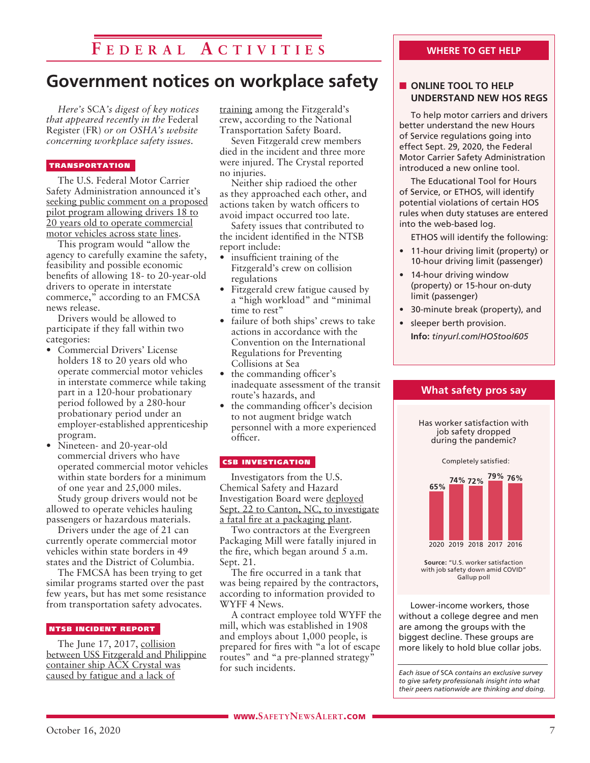# Federal Activities

## Government notices on workplace safety

*Here's SCA's digest of key notices that appeared recently in the Federal Register (FR) or on OSHA's website concerning workplace safety issues.*

### TRANSPORTATION

The U.S. Federal Motor Carrier Safety Administration announced it's seeking public comment on a proposed pilot program allowing drivers 18 to 20 years old to operate commercial motor vehicles across state lines.

This program would "allow the agency to carefully examine the safety, feasibility and possible economic benefits of allowing 18- to 20-year-old drivers to operate in interstate commerce," according to an FMCSA news release.

Drivers would be allowed to participate if they fall within two categories:

- Commercial Drivers' License holders 18 to 20 years old who operate commercial motor vehicles in interstate commerce while taking part in a 120-hour probationary period followed by a 280-hour probationary period under an employer-established apprenticeship program.
- Nineteen- and 20-year-old commercial drivers who have operated commercial motor vehicles within state borders for a minimum of one year and 25,000 miles.

Study group drivers would not be allowed to operate vehicles hauling passengers or hazardous materials.

Drivers under the age of 21 can currently operate commercial motor vehicles within state borders in 49 states and the District of Columbia.

The FMCSA has been trying to get similar programs started over the past few years, but has met some resistance from transportation safety advocates.

### NTSB INCIDENT REPORT

The June 17, 2017, collision between USS Fitzgerald and Philippine container ship ACX Crystal was caused by fatigue and a lack of training among the Fitzgerald's crew, according to the National Transportation Safety Board.

Seven Fitzgerald crew members died in the incident and three more were injured. The Crystal reported no injuries.

Neither ship radioed the other as they approached each other, and actions taken by watch officers to avoid impact occurred too late.

Safety issues that contributed to the incident identified in the NTSB report include:

- insufficient training of the Fitzgerald's crew on collision regulations
- Fitzgerald crew fatigue caused by a "high workload" and "minimal time to rest"
- failure of both ships' crews to take actions in accordance with the Convention on the International Regulations for Preventing Collisions at Sea
- the commanding officer's inadequate assessment of the transit route's hazards, and
- the commanding officer's decision to not augment bridge watch personnel with a more experienced officer.

### CSB INVESTIGATION

Investigators from the U.S. Chemical Safety and Hazard Investigation Board were deployed Sept. 22 to Canton, NC, to investigate a fatal fire at a packaging plant.

Two contractors at the Evergreen Packaging Mill were fatally injured in the fire, which began around 5 a.m. Sept. 21.

The fire occurred in a tank that was being repaired by the contractors, according to information provided to WYFF 4 News.

A contract employee told WYFF the mill, which was established in 1908 and employs about 1,000 people, is prepared for fires with "a lot of escape routes" and "a pre-planned strategy" for such incidents.

---

### WHERE TO GET HELP

**ONLINE TOOL TO HELP UNDERSTAND NEW HOS REGS**

To help motor carriers and drivers better understand the new Hours of Service regulations going into effect Sept. 29, 2020, the Federal Motor Carrier Safety Administration introduced a new online tool.

The Educational Tool for Hours of Service, or ETHOS, will identify potential violations of certain HOS rules when duty statuses are entered into the web-based log.

ETHOS will identify the following:

- 11-hour driving limit (property) or 10-hour driving limit (passenger)
- 14-hour driving window (property) or 15-hour on-duty limit (passenger)
- 30-minute break (property), and
- sleeper berth provision.

**Info:** *tinyurl.com/HOStool605*

---

### What safety pros say

Has worker satisfaction with job safety dropped during the pandemic?

Completely satisfied:

| Year | Completely satisfied |
|---|---|
| 2020 | 65% |
| 2019 | 74% |
| 2018 | 72% |
| 2017 | 79% |
| 2016 | 76% |

**Source:** "U.S. worker satisfaction with job safety down amid COVID" Gallup poll

Lower-income workers, those without a college degree and men are among the groups with the biggest decline. These groups are more likely to hold blue collar jobs.

*Each issue of SCA contains an exclusive survey to give safety professionals insight into what their peers nationwide are thinking and doing.*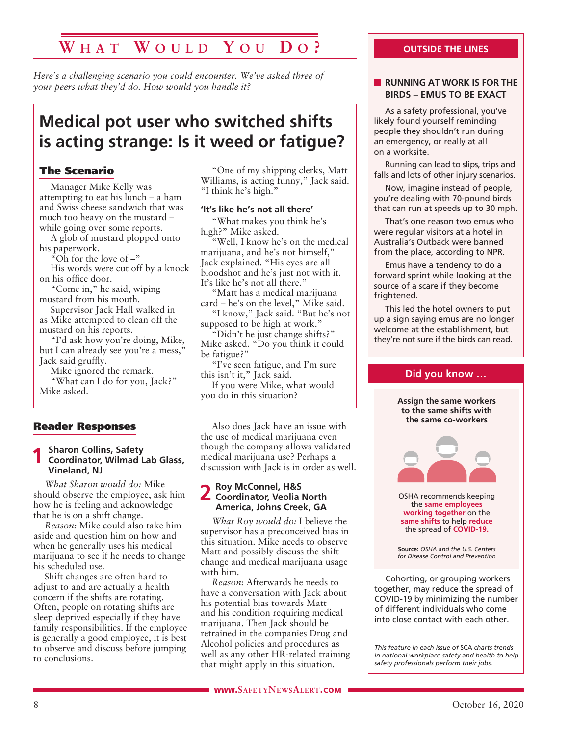# What Would You Do?

*Here's a challenging scenario you could encounter. We've asked three of your peers what they'd do. How would you handle it?*

## Medical pot user who switched shifts is acting strange: Is it weed or fatigue?

### The Scenario

Manager Mike Kelly was attempting to eat his lunch – a ham and Swiss cheese sandwich that was much too heavy on the mustard – while going over some reports.

A glob of mustard plopped onto his paperwork.

"Oh for the love of –"

His words were cut off by a knock on his office door.

"Come in," he said, wiping mustard from his mouth.

Supervisor Jack Hall walked in as Mike attempted to clean off the mustard on his reports.

"I'd ask how you're doing, Mike, but I can already see you're a mess," Jack said gruffly.

Mike ignored the remark.

"What can I do for you, Jack?" Mike asked.

"One of my shipping clerks, Matt Williams, is acting funny," Jack said. "I think he's high."

**'It's like he's not all there'**

"What makes you think he's high?" Mike asked.

"Well, I know he's on the medical marijuana, and he's not himself," Jack explained. "His eyes are all bloodshot and he's just not with it. It's like he's not all there."

"Matt has a medical marijuana card – he's on the level," Mike said.

"I know," Jack said. "But he's not supposed to be high at work."

"Didn't he just change shifts?" Mike asked. "Do you think it could be fatigue?"

"I've seen fatigue, and I'm sure this isn't it," Jack said.

If you were Mike, what would you do in this situation?

### Reader Responses

**1 Sharon Collins, Safety Coordinator, Wilmad Lab Glass, Vineland, NJ**

*What Sharon would do:* Mike should observe the employee, ask him how he is feeling and acknowledge that he is on a shift change.

*Reason:* Mike could also take him aside and question him on how and when he generally uses his medical marijuana to see if he needs to change his scheduled use.

Shift changes are often hard to adjust to and are actually a health concern if the shifts are rotating. Often, people on rotating shifts are sleep deprived especially if they have family responsibilities. If the employee is generally a good employee, it is best to observe and discuss before jumping to conclusions.

Also does Jack have an issue with the use of medical marijuana even though the company allows validated medical marijuana use? Perhaps a discussion with Jack is in order as well.

**2 Roy McConnel, H&S Coordinator, Veolia North America, Johns Creek, GA**

*What Roy would do:* I believe the supervisor has a preconceived bias in this situation. Mike needs to observe Matt and possibly discuss the shift change and medical marijuana usage with him.

*Reason:* Afterwards he needs to have a conversation with Jack about his potential bias towards Matt and his condition requiring medical marijuana. Then Jack should be retrained in the companies Drug and Alcohol policies and procedures as well as any other HR-related training that might apply in this situation.

## OUTSIDE THE LINES

### RUNNING AT WORK IS FOR THE BIRDS – EMUS TO BE EXACT

As a safety professional, you've likely found yourself reminding people they shouldn't run during an emergency, or really at all on a worksite.

Running can lead to slips, trips and falls and lots of other injury scenarios.

Now, imagine instead of people, you're dealing with 70-pound birds that can run at speeds up to 30 mph.

That's one reason two emus who were regular visitors at a hotel in Australia's Outback were banned from the place, according to NPR.

Emus have a tendency to do a forward sprint while looking at the source of a scare if they become frightened.

This led the hotel owners to put up a sign saying emus are no longer welcome at the establishment, but they're not sure if the birds can read.

## Did you know …

**Assign the same workers to the same shifts with the same co-workers**

OSHA recommends keeping the **same employees working together** on the **same shifts** to help **reduce** the spread of **COVID-19.**

**Source:** *OSHA and the U.S. Centers for Disease Control and Prevention*

Cohorting, or grouping workers together, may reduce the spread of COVID-19 by minimizing the number of different individuals who come into close contact with each other.

*This feature in each issue of* SCA *charts trends in national workplace safety and health to help safety professionals perform their jobs.*